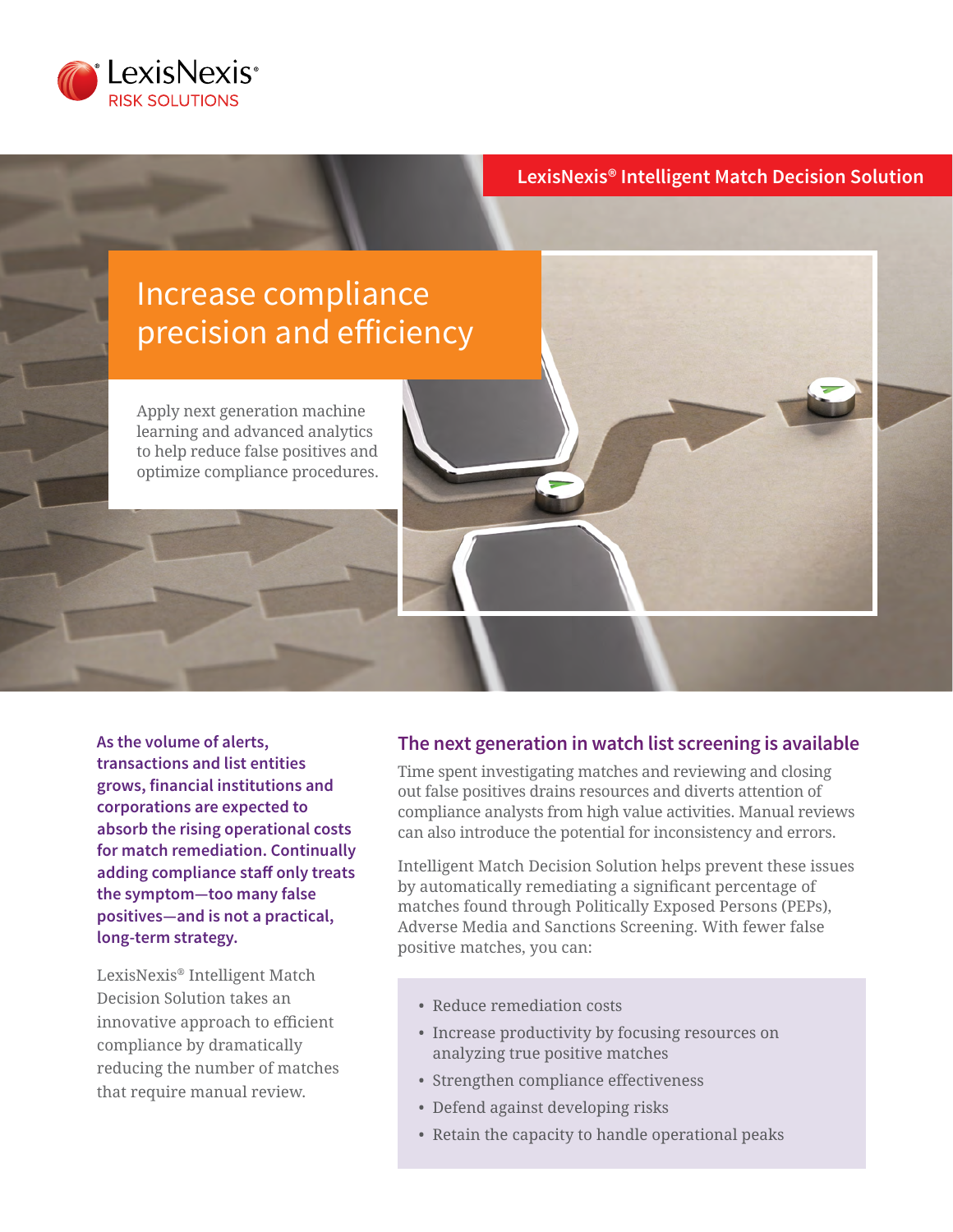LexisNexis® RISK SOLUTIONS

LexisNexis® Intelligent Match Decision Solution

# Increase compliance precision and efficiency

Apply next generation machine learning and advanced analytics to help reduce false positives and optimize compliance procedures.

**As the volume of alerts, transactions and list entities grows, financial institutions and corporations are expected to absorb the rising operational costs for match remediation. Continually adding compliance staff only treats the symptom—too many false positives—and is not a practical, long-term strategy.**

LexisNexis® Intelligent Match Decision Solution takes an innovative approach to efficient compliance by dramatically reducing the number of matches that require manual review.

## The next generation in watch list screening is available

Time spent investigating matches and reviewing and closing out false positives drains resources and diverts attention of compliance analysts from high value activities. Manual reviews can also introduce the potential for inconsistency and errors.

Intelligent Match Decision Solution helps prevent these issues by automatically remediating a significant percentage of matches found through Politically Exposed Persons (PEPs), Adverse Media and Sanctions Screening. With fewer false positive matches, you can:

- Reduce remediation costs
- Increase productivity by focusing resources on analyzing true positive matches
- Strengthen compliance effectiveness
- Defend against developing risks
- Retain the capacity to handle operational peaks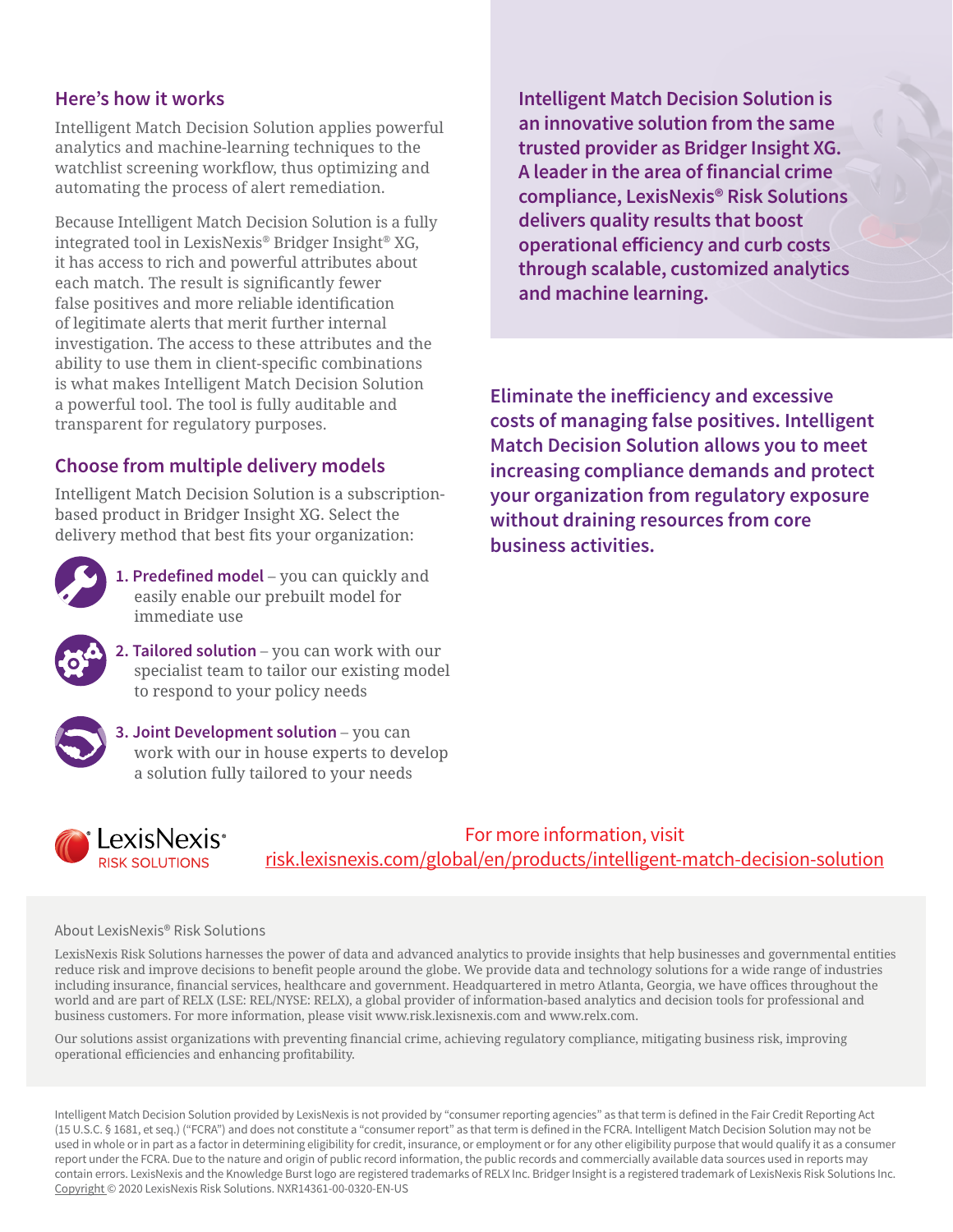## Here's how it works

Intelligent Match Decision Solution applies powerful analytics and machine-learning techniques to the watchlist screening workflow, thus optimizing and automating the process of alert remediation.

Because Intelligent Match Decision Solution is a fully integrated tool in LexisNexis® Bridger Insight® XG, it has access to rich and powerful attributes about each match. The result is significantly fewer false positives and more reliable identification of legitimate alerts that merit further internal investigation. The access to these attributes and the ability to use them in client-specific combinations is what makes Intelligent Match Decision Solution a powerful tool. The tool is fully auditable and transparent for regulatory purposes.

## Choose from multiple delivery models

Intelligent Match Decision Solution is a subscription-based product in Bridger Insight XG. Select the delivery method that best fits your organization:

1. **Predefined model** – you can quickly and easily enable our prebuilt model for immediate use
2. **Tailored solution** – you can work with our specialist team to tailor our existing model to respond to your policy needs
3. **Joint Development solution** – you can work with our in house experts to develop a solution fully tailored to your needs

**Intelligent Match Decision Solution is an innovative solution from the same trusted provider as Bridger Insight XG. A leader in the area of financial crime compliance, LexisNexis® Risk Solutions delivers quality results that boost operational efficiency and curb costs through scalable, customized analytics and machine learning.**

**Eliminate the inefficiency and excessive costs of managing false positives. Intelligent Match Decision Solution allows you to meet increasing compliance demands and protect your organization from regulatory exposure without draining resources from core business activities.**

LexisNexis® RISK SOLUTIONS

For more information, visit
risk.lexisnexis.com/global/en/products/intelligent-match-decision-solution

About LexisNexis® Risk Solutions

LexisNexis Risk Solutions harnesses the power of data and advanced analytics to provide insights that help businesses and governmental entities reduce risk and improve decisions to benefit people around the globe. We provide data and technology solutions for a wide range of industries including insurance, financial services, healthcare and government. Headquartered in metro Atlanta, Georgia, we have offices throughout the world and are part of RELX (LSE: REL/NYSE: RELX), a global provider of information-based analytics and decision tools for professional and business customers. For more information, please visit www.risk.lexisnexis.com and www.relx.com.

Our solutions assist organizations with preventing financial crime, achieving regulatory compliance, mitigating business risk, improving operational efficiencies and enhancing profitability.

Intelligent Match Decision Solution provided by LexisNexis is not provided by "consumer reporting agencies" as that term is defined in the Fair Credit Reporting Act (15 U.S.C. § 1681, et seq.) ("FCRA") and does not constitute a "consumer report" as that term is defined in the FCRA. Intelligent Match Decision Solution may not be used in whole or in part as a factor in determining eligibility for credit, insurance, or employment or for any other eligibility purpose that would qualify it as a consumer report under the FCRA. Due to the nature and origin of public record information, the public records and commercially available data sources used in reports may contain errors. LexisNexis and the Knowledge Burst logo are registered trademarks of RELX Inc. Bridger Insight is a registered trademark of LexisNexis Risk Solutions Inc. Copyright © 2020 LexisNexis Risk Solutions. NXR14361-00-0320-EN-US